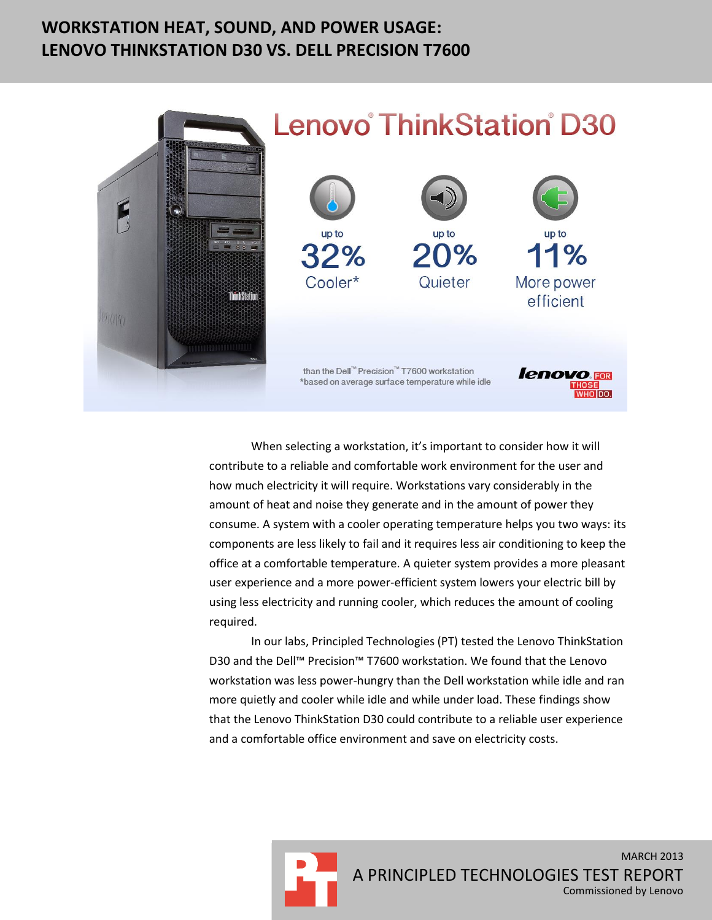# WORKSTATION HEAT, SOUND, AND POWER USAGE: LENOVO THINKSTATION D30 VS. DELL PRECISION T7600

## Lenovo® ThinkStation® D30

up to **32%** Cooler*

up to **20%** Quieter

up to **11%** More power efficient

than the Dell™ Precision™ T7600 workstation
*based on average surface temperature while idle

When selecting a workstation, it's important to consider how it will contribute to a reliable and comfortable work environment for the user and how much electricity it will require. Workstations vary considerably in the amount of heat and noise they generate and in the amount of power they consume. A system with a cooler operating temperature helps you two ways: its components are less likely to fail and it requires less air conditioning to keep the office at a comfortable temperature. A quieter system provides a more pleasant user experience and a more power-efficient system lowers your electric bill by using less electricity and running cooler, which reduces the amount of cooling required.

In our labs, Principled Technologies (PT) tested the Lenovo ThinkStation D30 and the Dell™ Precision™ T7600 workstation. We found that the Lenovo workstation was less power-hungry than the Dell workstation while idle and ran more quietly and cooler while idle and while under load. These findings show that the Lenovo ThinkStation D30 could contribute to a reliable user experience and a comfortable office environment and save on electricity costs.

MARCH 2013
A PRINCIPLED TECHNOLOGIES TEST REPORT
Commissioned by Lenovo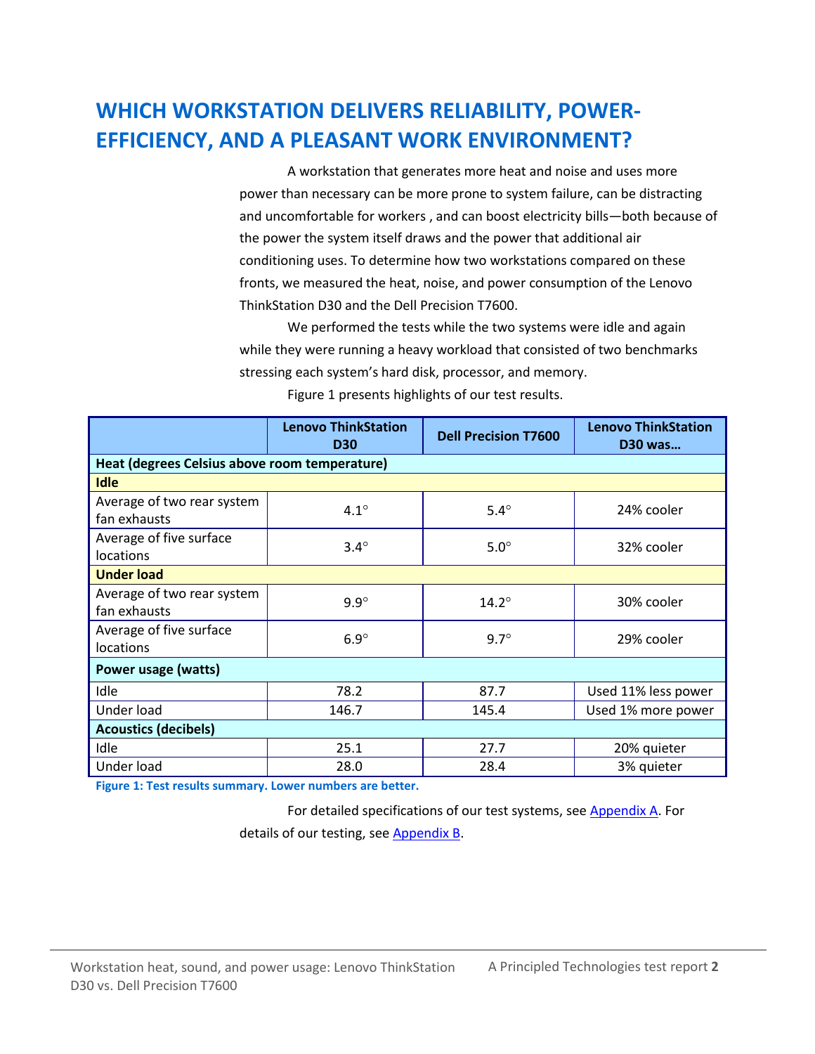# WHICH WORKSTATION DELIVERS RELIABILITY, POWER-EFFICIENCY, AND A PLEASANT WORK ENVIRONMENT?

A workstation that generates more heat and noise and uses more power than necessary can be more prone to system failure, can be distracting and uncomfortable for workers , and can boost electricity bills—both because of the power the system itself draws and the power that additional air conditioning uses. To determine how two workstations compared on these fronts, we measured the heat, noise, and power consumption of the Lenovo ThinkStation D30 and the Dell Precision T7600.

We performed the tests while the two systems were idle and again while they were running a heavy workload that consisted of two benchmarks stressing each system's hard disk, processor, and memory.

Figure 1 presents highlights of our test results.

| | Lenovo ThinkStation D30 | Dell Precision T7600 | Lenovo ThinkStation D30 was… |
|---|---|---|---|
| **Heat (degrees Celsius above room temperature)** | | | |
| **Idle** | | | |
| Average of two rear system fan exhausts | 4.1° | 5.4° | 24% cooler |
| Average of five surface locations | 3.4° | 5.0° | 32% cooler |
| **Under load** | | | |
| Average of two rear system fan exhausts | 9.9° | 14.2° | 30% cooler |
| Average of five surface locations | 6.9° | 9.7° | 29% cooler |
| **Power usage (watts)** | | | |
| Idle | 78.2 | 87.7 | Used 11% less power |
| Under load | 146.7 | 145.4 | Used 1% more power |
| **Acoustics (decibels)** | | | |
| Idle | 25.1 | 27.7 | 20% quieter |
| Under load | 28.0 | 28.4 | 3% quieter |

**Figure 1: Test results summary. Lower numbers are better.**

For detailed specifications of our test systems, see Appendix A. For details of our testing, see Appendix B.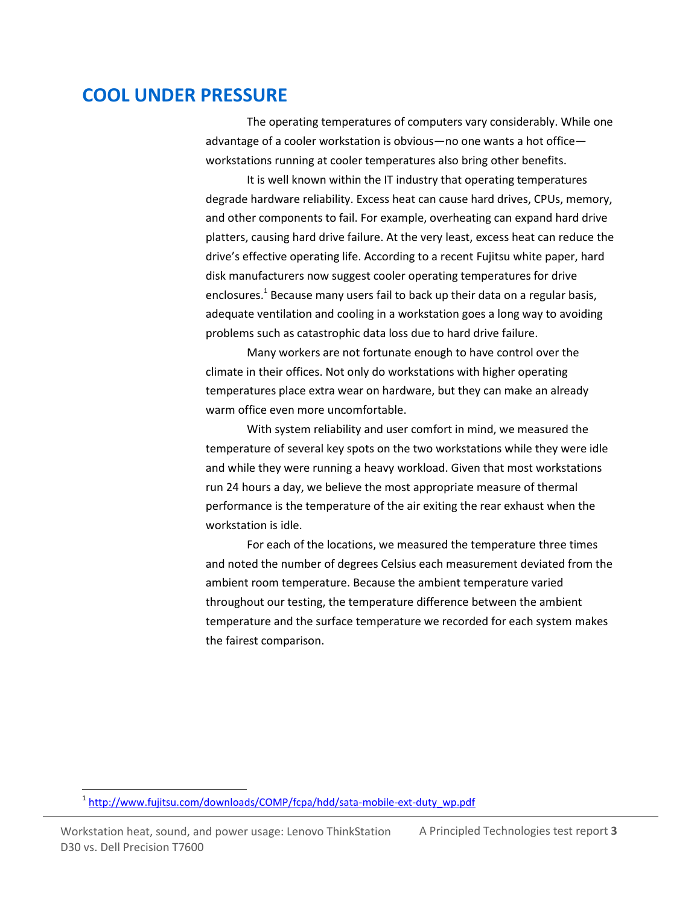## COOL UNDER PRESSURE

The operating temperatures of computers vary considerably. While one advantage of a cooler workstation is obvious—no one wants a hot office—workstations running at cooler temperatures also bring other benefits.

It is well known within the IT industry that operating temperatures degrade hardware reliability. Excess heat can cause hard drives, CPUs, memory, and other components to fail. For example, overheating can expand hard drive platters, causing hard drive failure. At the very least, excess heat can reduce the drive's effective operating life. According to a recent Fujitsu white paper, hard disk manufacturers now suggest cooler operating temperatures for drive enclosures.[1] Because many users fail to back up their data on a regular basis, adequate ventilation and cooling in a workstation goes a long way to avoiding problems such as catastrophic data loss due to hard drive failure.

Many workers are not fortunate enough to have control over the climate in their offices. Not only do workstations with higher operating temperatures place extra wear on hardware, but they can make an already warm office even more uncomfortable.

With system reliability and user comfort in mind, we measured the temperature of several key spots on the two workstations while they were idle and while they were running a heavy workload. Given that most workstations run 24 hours a day, we believe the most appropriate measure of thermal performance is the temperature of the air exiting the rear exhaust when the workstation is idle.

For each of the locations, we measured the temperature three times and noted the number of degrees Celsius each measurement deviated from the ambient room temperature. Because the ambient temperature varied throughout our testing, the temperature difference between the ambient temperature and the surface temperature we recorded for each system makes the fairest comparison.

---

[1] http://www.fujitsu.com/downloads/COMP/fcpa/hdd/sata-mobile-ext-duty_wp.pdf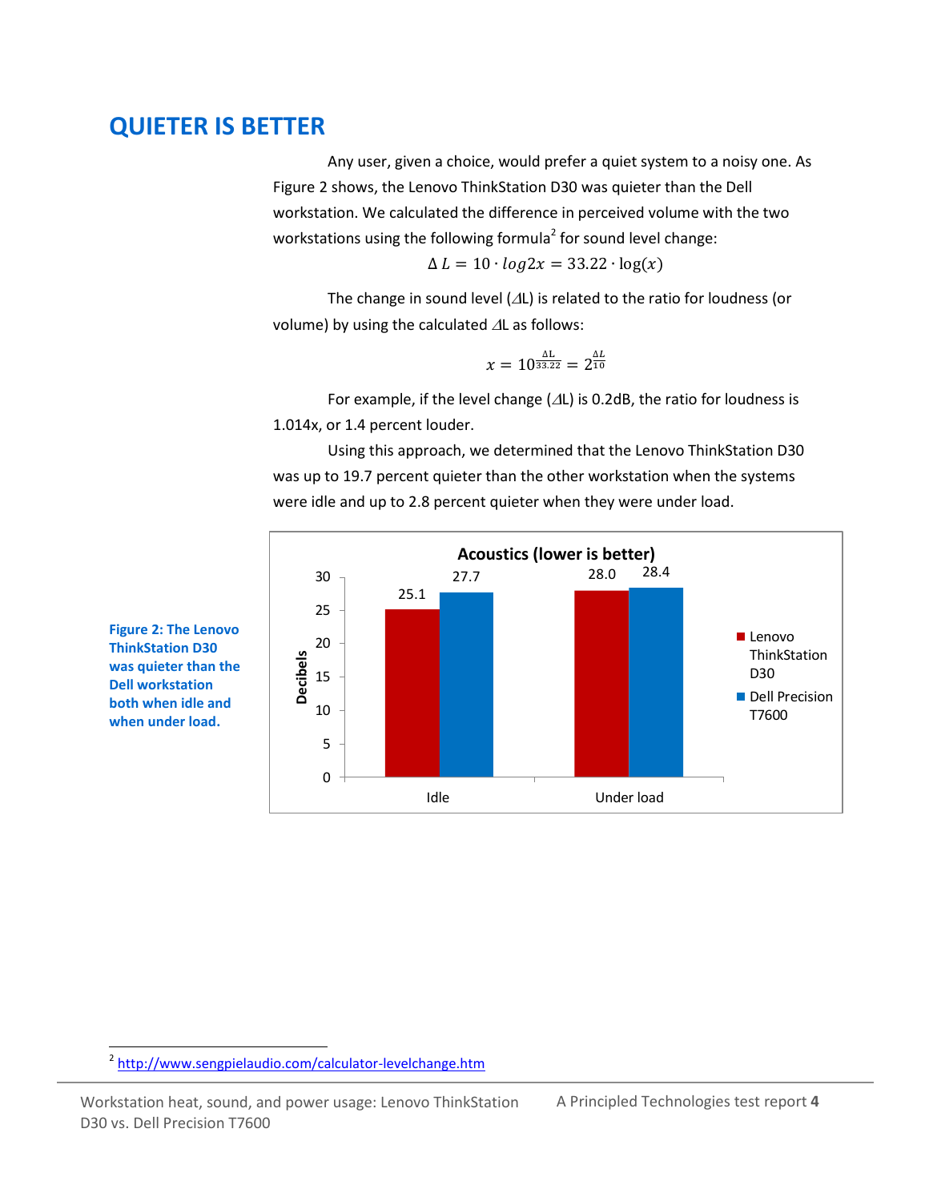# QUIETER IS BETTER

Any user, given a choice, would prefer a quiet system to a noisy one. As Figure 2 shows, the Lenovo ThinkStation D30 was quieter than the Dell workstation. We calculated the difference in perceived volume with the two workstations using the following formula[2] for sound level change:

$$\Delta L = 10 \cdot log2x = 33.22 \cdot \log(x)$$

The change in sound level ($\Delta$L) is related to the ratio for loudness (or volume) by using the calculated $\Delta$L as follows:

$$x = 10^{\frac{\Delta L}{33.22}} = 2^{\frac{\Delta L}{10}}$$

For example, if the level change ($\Delta$L) is 0.2dB, the ratio for loudness is 1.014x, or 1.4 percent louder.

Using this approach, we determined that the Lenovo ThinkStation D30 was up to 19.7 percent quieter than the other workstation when the systems were idle and up to 2.8 percent quieter when they were under load.

**Acoustics (lower is better)**

| Decibels | Lenovo ThinkStation D30 | Dell Precision T7600 |
|---|---|---|
| Idle | 25.1 | 27.7 |
| Under load | 28.0 | 28.4 |

**Figure 2: The Lenovo ThinkStation D30 was quieter than the Dell workstation both when idle and when under load.**

---

[2] http://www.sengpielaudio.com/calculator-levelchange.htm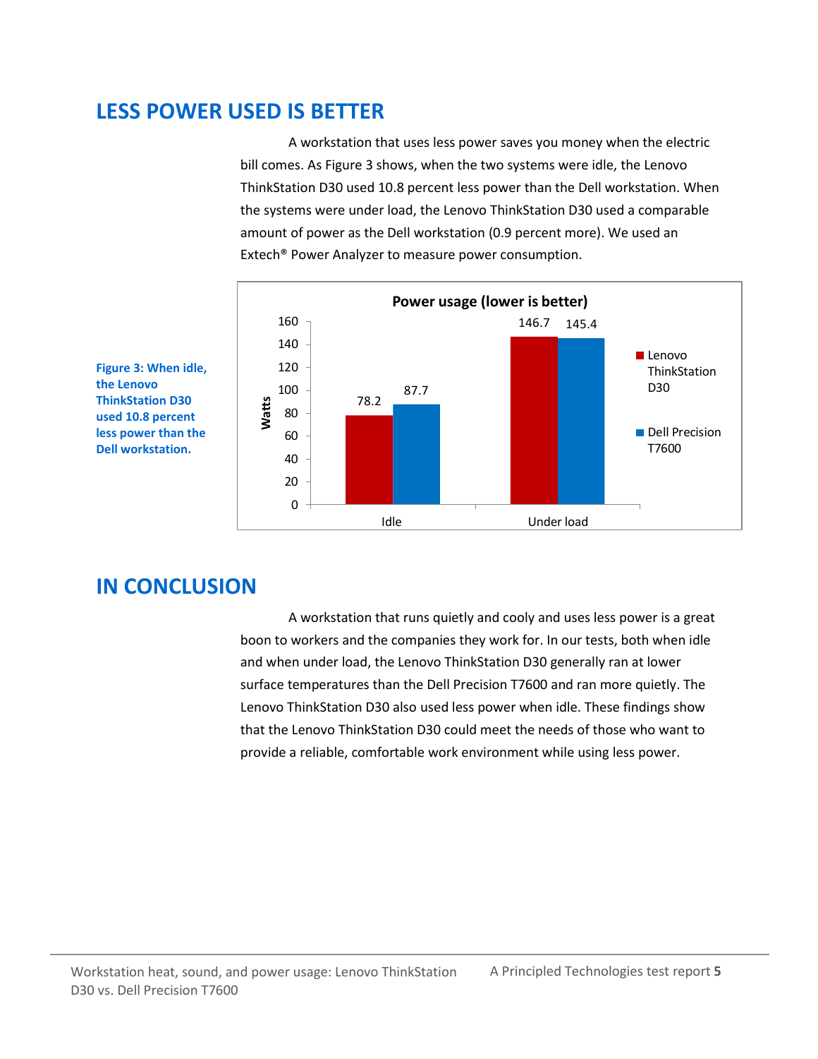## LESS POWER USED IS BETTER

A workstation that uses less power saves you money when the electric bill comes. As Figure 3 shows, when the two systems were idle, the Lenovo ThinkStation D30 used 10.8 percent less power than the Dell workstation. When the systems were under load, the Lenovo ThinkStation D30 used a comparable amount of power as the Dell workstation (0.9 percent more). We used an Extech® Power Analyzer to measure power consumption.

**Power usage (lower is better)**

| Watts | Lenovo ThinkStation D30 | Dell Precision T7600 |
|---|---|---|
| Idle | 78.2 | 87.7 |
| Under load | 146.7 | 145.4 |

**Figure 3: When idle, the Lenovo ThinkStation D30 used 10.8 percent less power than the Dell workstation.**

## IN CONCLUSION

A workstation that runs quietly and cooly and uses less power is a great boon to workers and the companies they work for. In our tests, both when idle and when under load, the Lenovo ThinkStation D30 generally ran at lower surface temperatures than the Dell Precision T7600 and ran more quietly. The Lenovo ThinkStation D30 also used less power when idle. These findings show that the Lenovo ThinkStation D30 could meet the needs of those who want to provide a reliable, comfortable work environment while using less power.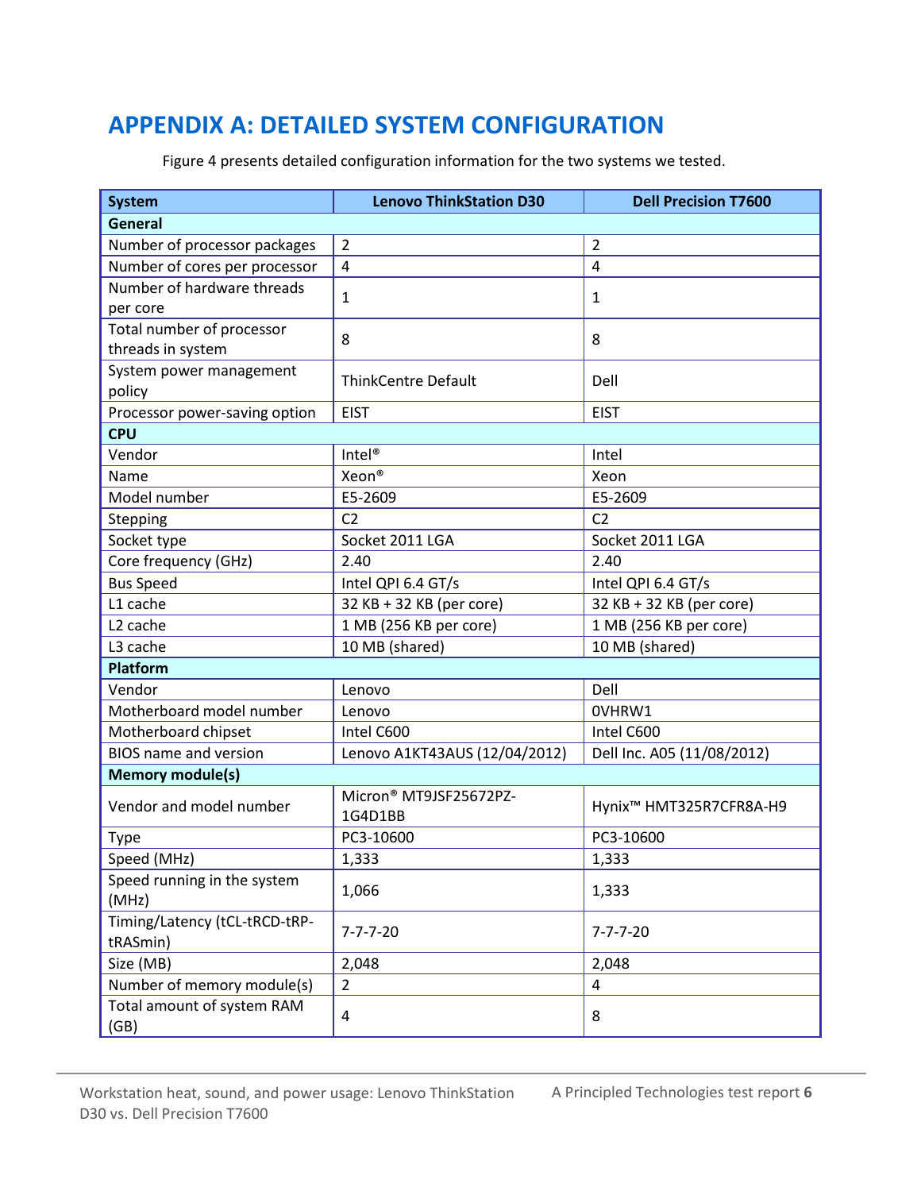# APPENDIX A: DETAILED SYSTEM CONFIGURATION

Figure 4 presents detailed configuration information for the two systems we tested.

| System | Lenovo ThinkStation D30 | Dell Precision T7600 |
|---|---|---|
| **General** | | |
| Number of processor packages | 2 | 2 |
| Number of cores per processor | 4 | 4 |
| Number of hardware threads per core | 1 | 1 |
| Total number of processor threads in system | 8 | 8 |
| System power management policy | ThinkCentre Default | Dell |
| Processor power-saving option | EIST | EIST |
| **CPU** | | |
| Vendor | Intel® | Intel |
| Name | Xeon® | Xeon |
| Model number | E5-2609 | E5-2609 |
| Stepping | C2 | C2 |
| Socket type | Socket 2011 LGA | Socket 2011 LGA |
| Core frequency (GHz) | 2.40 | 2.40 |
| Bus Speed | Intel QPI 6.4 GT/s | Intel QPI 6.4 GT/s |
| L1 cache | 32 KB + 32 KB (per core) | 32 KB + 32 KB (per core) |
| L2 cache | 1 MB (256 KB per core) | 1 MB (256 KB per core) |
| L3 cache | 10 MB (shared) | 10 MB (shared) |
| **Platform** | | |
| Vendor | Lenovo | Dell |
| Motherboard model number | Lenovo | 0VHRW1 |
| Motherboard chipset | Intel C600 | Intel C600 |
| BIOS name and version | Lenovo A1KT43AUS (12/04/2012) | Dell Inc. A05 (11/08/2012) |
| **Memory module(s)** | | |
| Vendor and model number | Micron® MT9JSF25672PZ-1G4D1BB | Hynix™ HMT325R7CFR8A-H9 |
| Type | PC3-10600 | PC3-10600 |
| Speed (MHz) | 1,333 | 1,333 |
| Speed running in the system (MHz) | 1,066 | 1,333 |
| Timing/Latency (tCL-tRCD-tRP-tRASmin) | 7-7-7-20 | 7-7-7-20 |
| Size (MB) | 2,048 | 2,048 |
| Number of memory module(s) | 2 | 4 |
| Total amount of system RAM (GB) | 4 | 8 |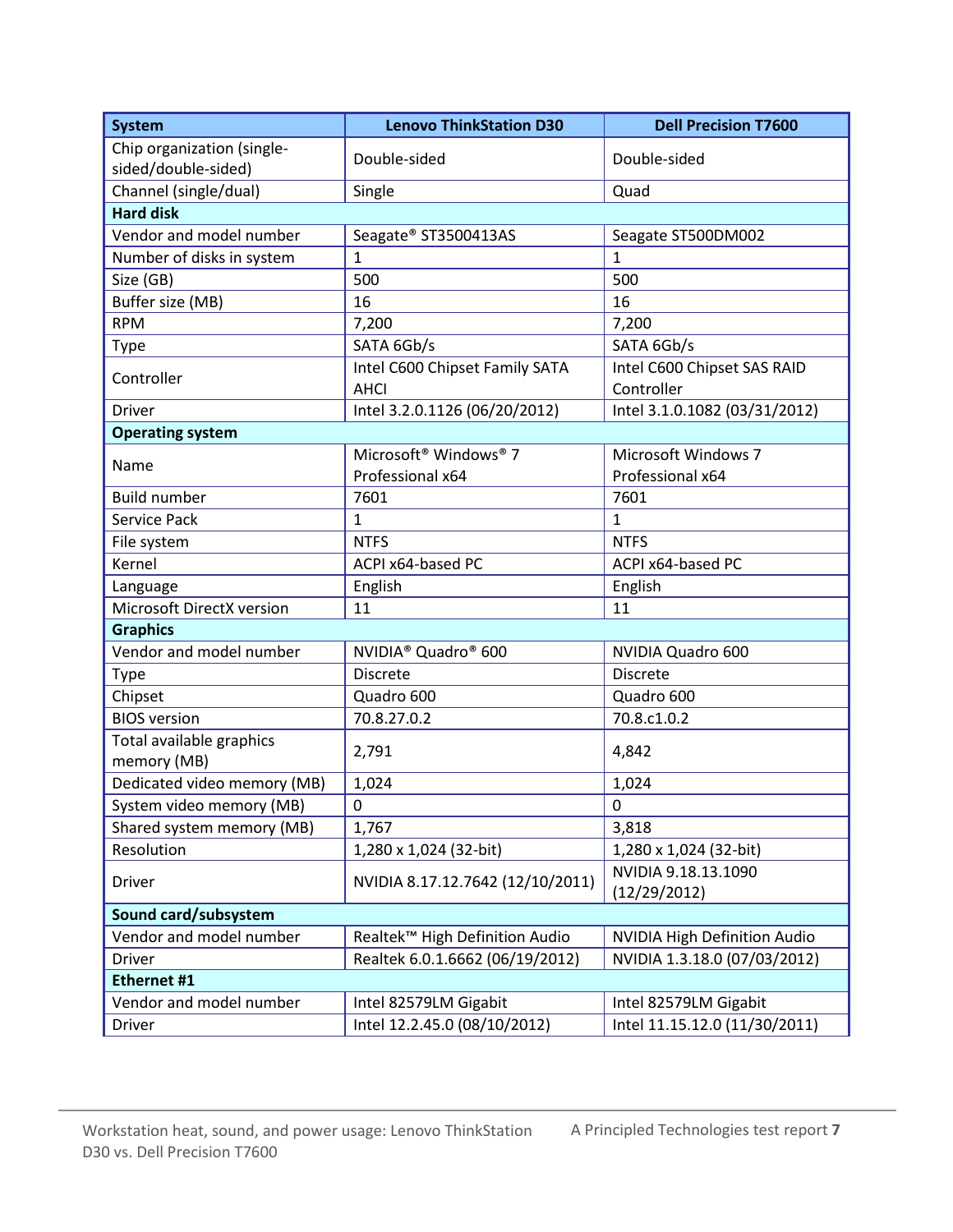| System | Lenovo ThinkStation D30 | Dell Precision T7600 |
|---|---|---|
| Chip organization (single-sided/double-sided) | Double-sided | Double-sided |
| Channel (single/dual) | Single | Quad |
| **Hard disk** | | |
| Vendor and model number | Seagate® ST3500413AS | Seagate ST500DM002 |
| Number of disks in system | 1 | 1 |
| Size (GB) | 500 | 500 |
| Buffer size (MB) | 16 | 16 |
| RPM | 7,200 | 7,200 |
| Type | SATA 6Gb/s | SATA 6Gb/s |
| Controller | Intel C600 Chipset Family SATA AHCI | Intel C600 Chipset SAS RAID Controller |
| Driver | Intel 3.2.0.1126 (06/20/2012) | Intel 3.1.0.1082 (03/31/2012) |
| **Operating system** | | |
| Name | Microsoft® Windows® 7 Professional x64 | Microsoft Windows 7 Professional x64 |
| Build number | 7601 | 7601 |
| Service Pack | 1 | 1 |
| File system | NTFS | NTFS |
| Kernel | ACPI x64-based PC | ACPI x64-based PC |
| Language | English | English |
| Microsoft DirectX version | 11 | 11 |
| **Graphics** | | |
| Vendor and model number | NVIDIA® Quadro® 600 | NVIDIA Quadro 600 |
| Type | Discrete | Discrete |
| Chipset | Quadro 600 | Quadro 600 |
| BIOS version | 70.8.27.0.2 | 70.8.c1.0.2 |
| Total available graphics memory (MB) | 2,791 | 4,842 |
| Dedicated video memory (MB) | 1,024 | 1,024 |
| System video memory (MB) | 0 | 0 |
| Shared system memory (MB) | 1,767 | 3,818 |
| Resolution | 1,280 x 1,024 (32-bit) | 1,280 x 1,024 (32-bit) |
| Driver | NVIDIA 8.17.12.7642 (12/10/2011) | NVIDIA 9.18.13.1090 (12/29/2012) |
| **Sound card/subsystem** | | |
| Vendor and model number | Realtek™ High Definition Audio | NVIDIA High Definition Audio |
| Driver | Realtek 6.0.1.6662 (06/19/2012) | NVIDIA 1.3.18.0 (07/03/2012) |
| **Ethernet #1** | | |
| Vendor and model number | Intel 82579LM Gigabit | Intel 82579LM Gigabit |
| Driver | Intel 12.2.45.0 (08/10/2012) | Intel 11.15.12.0 (11/30/2011) |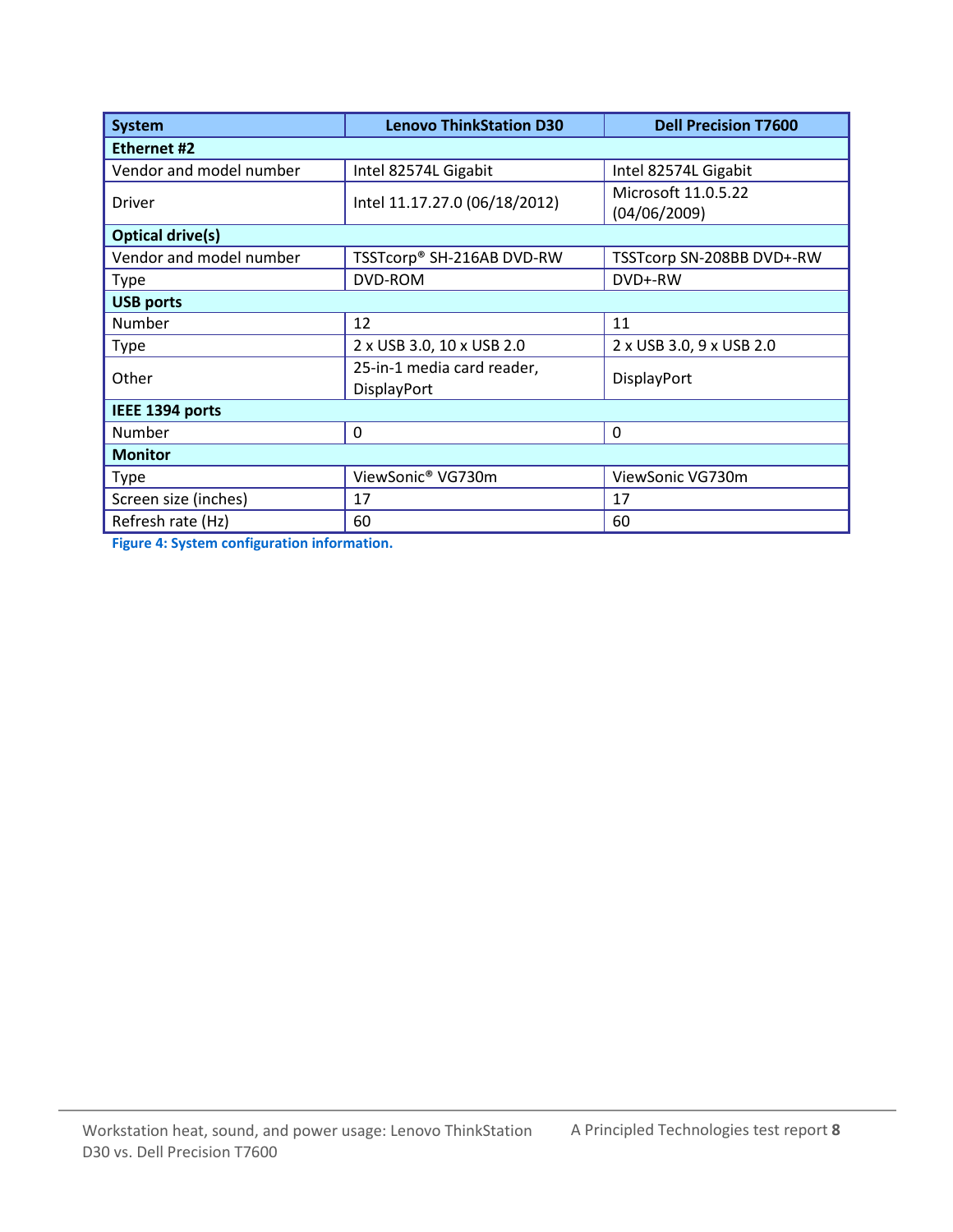| System | Lenovo ThinkStation D30 | Dell Precision T7600 |
|---|---|---|
| **Ethernet #2** | | |
| Vendor and model number | Intel 82574L Gigabit | Intel 82574L Gigabit |
| Driver | Intel 11.17.27.0 (06/18/2012) | Microsoft 11.0.5.22 (04/06/2009) |
| **Optical drive(s)** | | |
| Vendor and model number | TSSTcorp® SH-216AB DVD-RW | TSSTcorp SN-208BB DVD+-RW |
| Type | DVD-ROM | DVD+-RW |
| **USB ports** | | |
| Number | 12 | 11 |
| Type | 2 x USB 3.0, 10 x USB 2.0 | 2 x USB 3.0, 9 x USB 2.0 |
| Other | 25-in-1 media card reader, DisplayPort | DisplayPort |
| **IEEE 1394 ports** | | |
| Number | 0 | 0 |
| **Monitor** | | |
| Type | ViewSonic® VG730m | ViewSonic VG730m |
| Screen size (inches) | 17 | 17 |
| Refresh rate (Hz) | 60 | 60 |

**Figure 4: System configuration information.**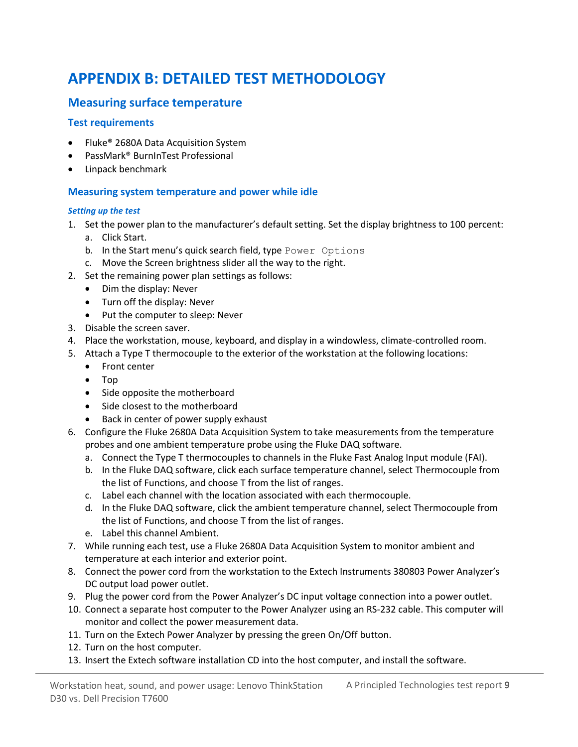# APPENDIX B: DETAILED TEST METHODOLOGY

## Measuring surface temperature

### Test requirements

- Fluke® 2680A Data Acquisition System
- PassMark® BurnInTest Professional
- Linpack benchmark

### Measuring system temperature and power while idle

#### *Setting up the test*

1. Set the power plan to the manufacturer's default setting. Set the display brightness to 100 percent:
   a. Click Start.
   b. In the Start menu's quick search field, type `Power Options`
   c. Move the Screen brightness slider all the way to the right.
2. Set the remaining power plan settings as follows:
   - Dim the display: Never
   - Turn off the display: Never
   - Put the computer to sleep: Never
3. Disable the screen saver.
4. Place the workstation, mouse, keyboard, and display in a windowless, climate-controlled room.
5. Attach a Type T thermocouple to the exterior of the workstation at the following locations:
   - Front center
   - Top
   - Side opposite the motherboard
   - Side closest to the motherboard
   - Back in center of power supply exhaust
6. Configure the Fluke 2680A Data Acquisition System to take measurements from the temperature probes and one ambient temperature probe using the Fluke DAQ software.
   a. Connect the Type T thermocouples to channels in the Fluke Fast Analog Input module (FAI).
   b. In the Fluke DAQ software, click each surface temperature channel, select Thermocouple from the list of Functions, and choose T from the list of ranges.
   c. Label each channel with the location associated with each thermocouple.
   d. In the Fluke DAQ software, click the ambient temperature channel, select Thermocouple from the list of Functions, and choose T from the list of ranges.
   e. Label this channel Ambient.
7. While running each test, use a Fluke 2680A Data Acquisition System to monitor ambient and temperature at each interior and exterior point.
8. Connect the power cord from the workstation to the Extech Instruments 380803 Power Analyzer's DC output load power outlet.
9. Plug the power cord from the Power Analyzer's DC input voltage connection into a power outlet.
10. Connect a separate host computer to the Power Analyzer using an RS-232 cable. This computer will monitor and collect the power measurement data.
11. Turn on the Extech Power Analyzer by pressing the green On/Off button.
12. Turn on the host computer.
13. Insert the Extech software installation CD into the host computer, and install the software.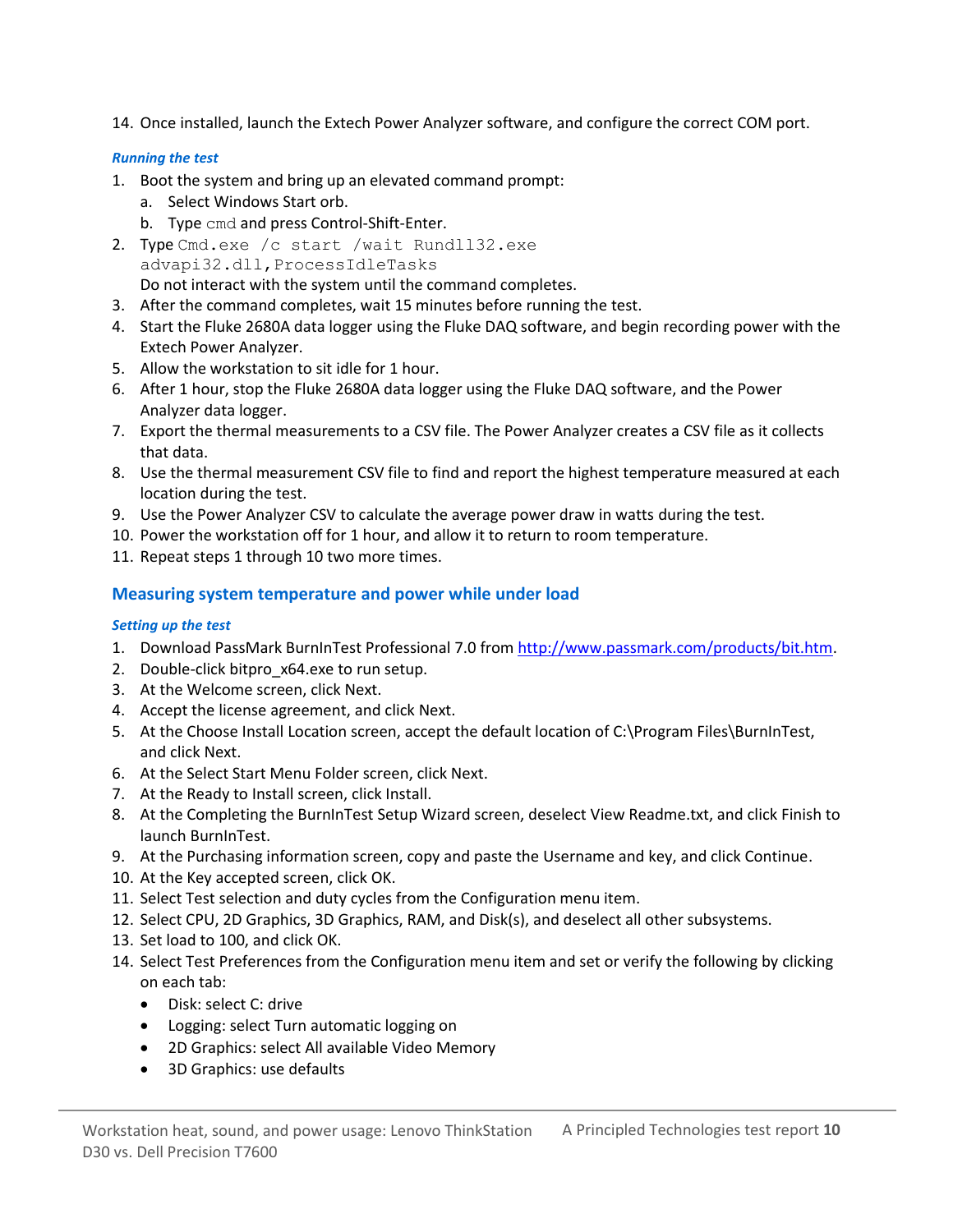14. Once installed, launch the Extech Power Analyzer software, and configure the correct COM port.

#### *Running the test*

1. Boot the system and bring up an elevated command prompt:
   a. Select Windows Start orb.
   b. Type `cmd` and press Control-Shift-Enter.
2. Type `Cmd.exe /c start /wait Rundll32.exe advapi32.dll,ProcessIdleTasks`
   Do not interact with the system until the command completes.
3. After the command completes, wait 15 minutes before running the test.
4. Start the Fluke 2680A data logger using the Fluke DAQ software, and begin recording power with the Extech Power Analyzer.
5. Allow the workstation to sit idle for 1 hour.
6. After 1 hour, stop the Fluke 2680A data logger using the Fluke DAQ software, and the Power Analyzer data logger.
7. Export the thermal measurements to a CSV file. The Power Analyzer creates a CSV file as it collects that data.
8. Use the thermal measurement CSV file to find and report the highest temperature measured at each location during the test.
9. Use the Power Analyzer CSV to calculate the average power draw in watts during the test.
10. Power the workstation off for 1 hour, and allow it to return to room temperature.
11. Repeat steps 1 through 10 two more times.

### Measuring system temperature and power while under load

#### *Setting up the test*

1. Download PassMark BurnInTest Professional 7.0 from http://www.passmark.com/products/bit.htm.
2. Double-click bitpro_x64.exe to run setup.
3. At the Welcome screen, click Next.
4. Accept the license agreement, and click Next.
5. At the Choose Install Location screen, accept the default location of C:\Program Files\BurnInTest, and click Next.
6. At the Select Start Menu Folder screen, click Next.
7. At the Ready to Install screen, click Install.
8. At the Completing the BurnInTest Setup Wizard screen, deselect View Readme.txt, and click Finish to launch BurnInTest.
9. At the Purchasing information screen, copy and paste the Username and key, and click Continue.
10. At the Key accepted screen, click OK.
11. Select Test selection and duty cycles from the Configuration menu item.
12. Select CPU, 2D Graphics, 3D Graphics, RAM, and Disk(s), and deselect all other subsystems.
13. Set load to 100, and click OK.
14. Select Test Preferences from the Configuration menu item and set or verify the following by clicking on each tab:
    - Disk: select C: drive
    - Logging: select Turn automatic logging on
    - 2D Graphics: select All available Video Memory
    - 3D Graphics: use defaults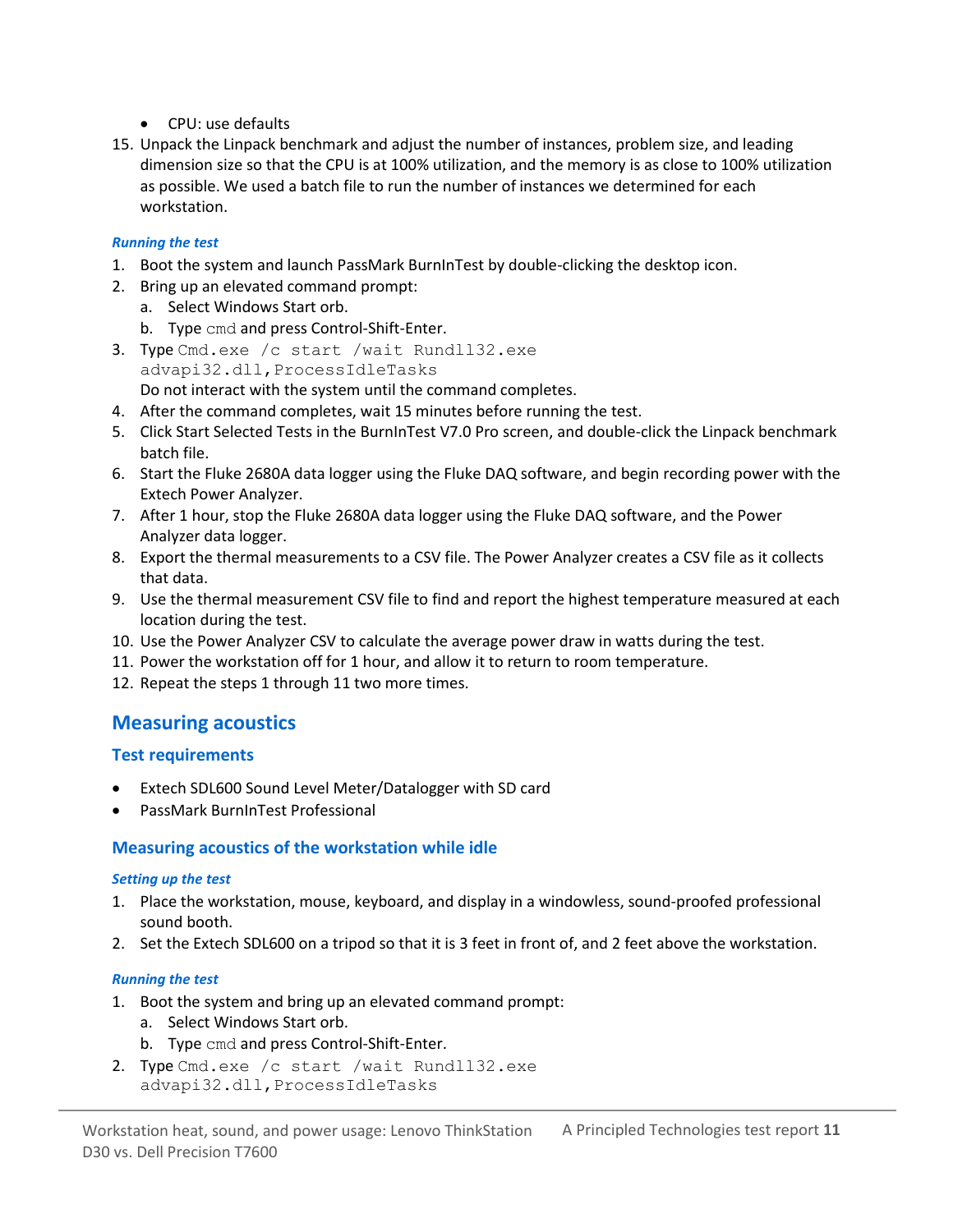- CPU: use defaults

15. Unpack the Linpack benchmark and adjust the number of instances, problem size, and leading dimension size so that the CPU is at 100% utilization, and the memory is as close to 100% utilization as possible. We used a batch file to run the number of instances we determined for each workstation.

#### *Running the test*

1. Boot the system and launch PassMark BurnInTest by double-clicking the desktop icon.
2. Bring up an elevated command prompt:
   a. Select Windows Start orb.
   b. Type `cmd` and press Control-Shift-Enter.
3. Type `Cmd.exe /c start /wait Rundll32.exe advapi32.dll,ProcessIdleTasks`
   Do not interact with the system until the command completes.
4. After the command completes, wait 15 minutes before running the test.
5. Click Start Selected Tests in the BurnInTest V7.0 Pro screen, and double-click the Linpack benchmark batch file.
6. Start the Fluke 2680A data logger using the Fluke DAQ software, and begin recording power with the Extech Power Analyzer.
7. After 1 hour, stop the Fluke 2680A data logger using the Fluke DAQ software, and the Power Analyzer data logger.
8. Export the thermal measurements to a CSV file. The Power Analyzer creates a CSV file as it collects that data.
9. Use the thermal measurement CSV file to find and report the highest temperature measured at each location during the test.
10. Use the Power Analyzer CSV to calculate the average power draw in watts during the test.
11. Power the workstation off for 1 hour, and allow it to return to room temperature.
12. Repeat the steps 1 through 11 two more times.

## Measuring acoustics

### Test requirements

- Extech SDL600 Sound Level Meter/Datalogger with SD card
- PassMark BurnInTest Professional

### Measuring acoustics of the workstation while idle

#### *Setting up the test*

1. Place the workstation, mouse, keyboard, and display in a windowless, sound-proofed professional sound booth.
2. Set the Extech SDL600 on a tripod so that it is 3 feet in front of, and 2 feet above the workstation.

#### *Running the test*

1. Boot the system and bring up an elevated command prompt:
   a. Select Windows Start orb.
   b. Type `cmd` and press Control-Shift-Enter.
2. Type `Cmd.exe /c start /wait Rundll32.exe advapi32.dll,ProcessIdleTasks`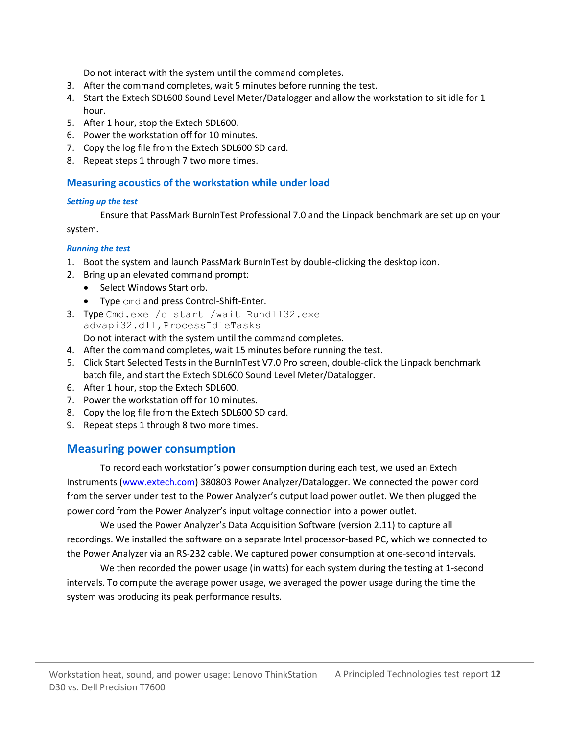Do not interact with the system until the command completes.

3. After the command completes, wait 5 minutes before running the test.
4. Start the Extech SDL600 Sound Level Meter/Datalogger and allow the workstation to sit idle for 1 hour.
5. After 1 hour, stop the Extech SDL600.
6. Power the workstation off for 10 minutes.
7. Copy the log file from the Extech SDL600 SD card.
8. Repeat steps 1 through 7 two more times.

### Measuring acoustics of the workstation while under load

#### *Setting up the test*

Ensure that PassMark BurnInTest Professional 7.0 and the Linpack benchmark are set up on your system.

#### *Running the test*

1. Boot the system and launch PassMark BurnInTest by double-clicking the desktop icon.
2. Bring up an elevated command prompt:
   - Select Windows Start orb.
   - Type `cmd` and press Control-Shift-Enter.
3. Type `Cmd.exe /c start /wait Rundll32.exe advapi32.dll,ProcessIdleTasks`
   Do not interact with the system until the command completes.
4. After the command completes, wait 15 minutes before running the test.
5. Click Start Selected Tests in the BurnInTest V7.0 Pro screen, double-click the Linpack benchmark batch file, and start the Extech SDL600 Sound Level Meter/Datalogger.
6. After 1 hour, stop the Extech SDL600.
7. Power the workstation off for 10 minutes.
8. Copy the log file from the Extech SDL600 SD card.
9. Repeat steps 1 through 8 two more times.

## Measuring power consumption

To record each workstation's power consumption during each test, we used an Extech Instruments (www.extech.com) 380803 Power Analyzer/Datalogger. We connected the power cord from the server under test to the Power Analyzer's output load power outlet. We then plugged the power cord from the Power Analyzer's input voltage connection into a power outlet.

We used the Power Analyzer's Data Acquisition Software (version 2.11) to capture all recordings. We installed the software on a separate Intel processor-based PC, which we connected to the Power Analyzer via an RS-232 cable. We captured power consumption at one-second intervals.

We then recorded the power usage (in watts) for each system during the testing at 1-second intervals. To compute the average power usage, we averaged the power usage during the time the system was producing its peak performance results.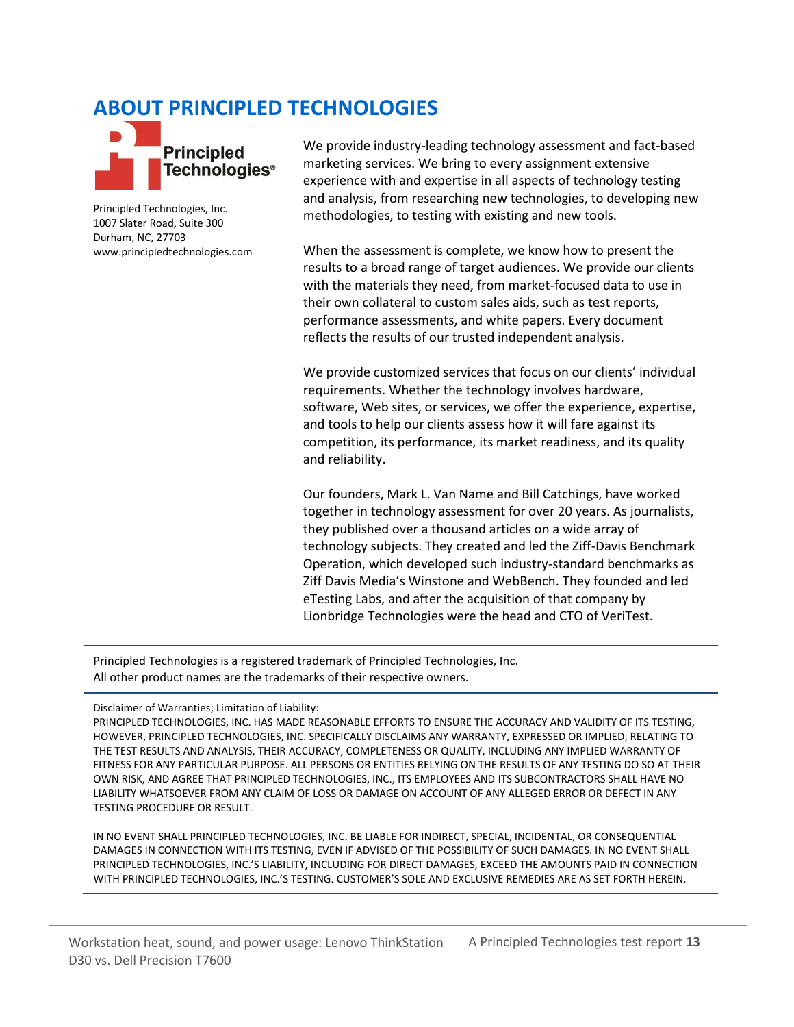# ABOUT PRINCIPLED TECHNOLOGIES

Principled Technologies, Inc.
1007 Slater Road, Suite 300
Durham, NC, 27703
www.principledtechnologies.com

We provide industry-leading technology assessment and fact-based marketing services. We bring to every assignment extensive experience with and expertise in all aspects of technology testing and analysis, from researching new technologies, to developing new methodologies, to testing with existing and new tools.

When the assessment is complete, we know how to present the results to a broad range of target audiences. We provide our clients with the materials they need, from market-focused data to use in their own collateral to custom sales aids, such as test reports, performance assessments, and white papers. Every document reflects the results of our trusted independent analysis.

We provide customized services that focus on our clients' individual requirements. Whether the technology involves hardware, software, Web sites, or services, we offer the experience, expertise, and tools to help our clients assess how it will fare against its competition, its performance, its market readiness, and its quality and reliability.

Our founders, Mark L. Van Name and Bill Catchings, have worked together in technology assessment for over 20 years. As journalists, they published over a thousand articles on a wide array of technology subjects. They created and led the Ziff-Davis Benchmark Operation, which developed such industry-standard benchmarks as Ziff Davis Media's Winstone and WebBench. They founded and led eTesting Labs, and after the acquisition of that company by Lionbridge Technologies were the head and CTO of VeriTest.

Principled Technologies is a registered trademark of Principled Technologies, Inc.
All other product names are the trademarks of their respective owners.

Disclaimer of Warranties; Limitation of Liability:
PRINCIPLED TECHNOLOGIES, INC. HAS MADE REASONABLE EFFORTS TO ENSURE THE ACCURACY AND VALIDITY OF ITS TESTING, HOWEVER, PRINCIPLED TECHNOLOGIES, INC. SPECIFICALLY DISCLAIMS ANY WARRANTY, EXPRESSED OR IMPLIED, RELATING TO THE TEST RESULTS AND ANALYSIS, THEIR ACCURACY, COMPLETENESS OR QUALITY, INCLUDING ANY IMPLIED WARRANTY OF FITNESS FOR ANY PARTICULAR PURPOSE. ALL PERSONS OR ENTITIES RELYING ON THE RESULTS OF ANY TESTING DO SO AT THEIR OWN RISK, AND AGREE THAT PRINCIPLED TECHNOLOGIES, INC., ITS EMPLOYEES AND ITS SUBCONTRACTORS SHALL HAVE NO LIABILITY WHATSOEVER FROM ANY CLAIM OF LOSS OR DAMAGE ON ACCOUNT OF ANY ALLEGED ERROR OR DEFECT IN ANY TESTING PROCEDURE OR RESULT.

IN NO EVENT SHALL PRINCIPLED TECHNOLOGIES, INC. BE LIABLE FOR INDIRECT, SPECIAL, INCIDENTAL, OR CONSEQUENTIAL DAMAGES IN CONNECTION WITH ITS TESTING, EVEN IF ADVISED OF THE POSSIBILITY OF SUCH DAMAGES. IN NO EVENT SHALL PRINCIPLED TECHNOLOGIES, INC.'S LIABILITY, INCLUDING FOR DIRECT DAMAGES, EXCEED THE AMOUNTS PAID IN CONNECTION WITH PRINCIPLED TECHNOLOGIES, INC.'S TESTING. CUSTOMER'S SOLE AND EXCLUSIVE REMEDIES ARE AS SET FORTH HEREIN.